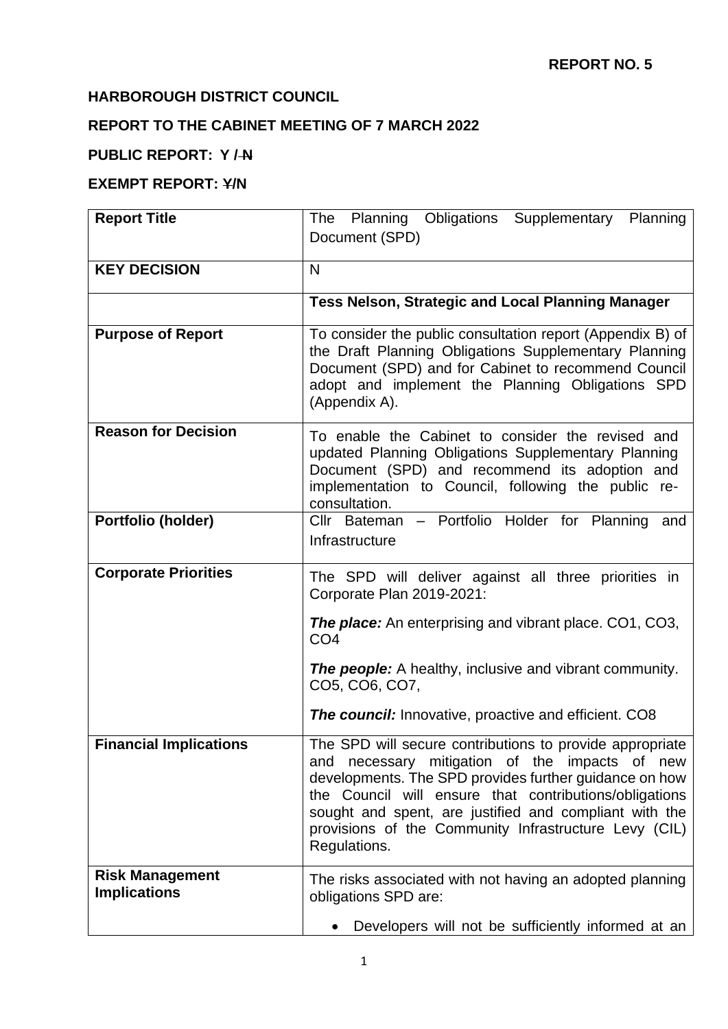**REPORT NO. 5**

**HARBOROUGH DISTRICT COUNCIL**

**REPORT TO THE CABINET MEETING OF 7 MARCH 2022**

**PUBLIC REPORT: Y / ~~N~~**

**EXEMPT REPORT: ~~Y~~/N**

| **Report Title** | The Planning Obligations Supplementary Planning Document (SPD) |
|---|---|
| **KEY DECISION** | N |
| | **Tess Nelson, Strategic and Local Planning Manager** |
| **Purpose of Report** | To consider the public consultation report (Appendix B) of the Draft Planning Obligations Supplementary Planning Document (SPD) and for Cabinet to recommend Council adopt and implement the Planning Obligations SPD (Appendix A). |
| **Reason for Decision** | To enable the Cabinet to consider the revised and updated Planning Obligations Supplementary Planning Document (SPD) and recommend its adoption and implementation to Council, following the public re-consultation. |
| **Portfolio (holder)** | Cllr Bateman – Portfolio Holder for Planning and Infrastructure |
| **Corporate Priorities** | The SPD will deliver against all three priorities in Corporate Plan 2019-2021:<br><br>***The place:*** An enterprising and vibrant place. CO1, CO3, CO4<br><br>***The people:*** A healthy, inclusive and vibrant community. CO5, CO6, CO7,<br><br>***The council:*** Innovative, proactive and efficient. CO8 |
| **Financial Implications** | The SPD will secure contributions to provide appropriate and necessary mitigation of the impacts of new developments. The SPD provides further guidance on how the Council will ensure that contributions/obligations sought and spent, are justified and compliant with the provisions of the Community Infrastructure Levy (CIL) Regulations. |
| **Risk Management Implications** | The risks associated with not having an adopted planning obligations SPD are:<br><br>• Developers will not be sufficiently informed at an |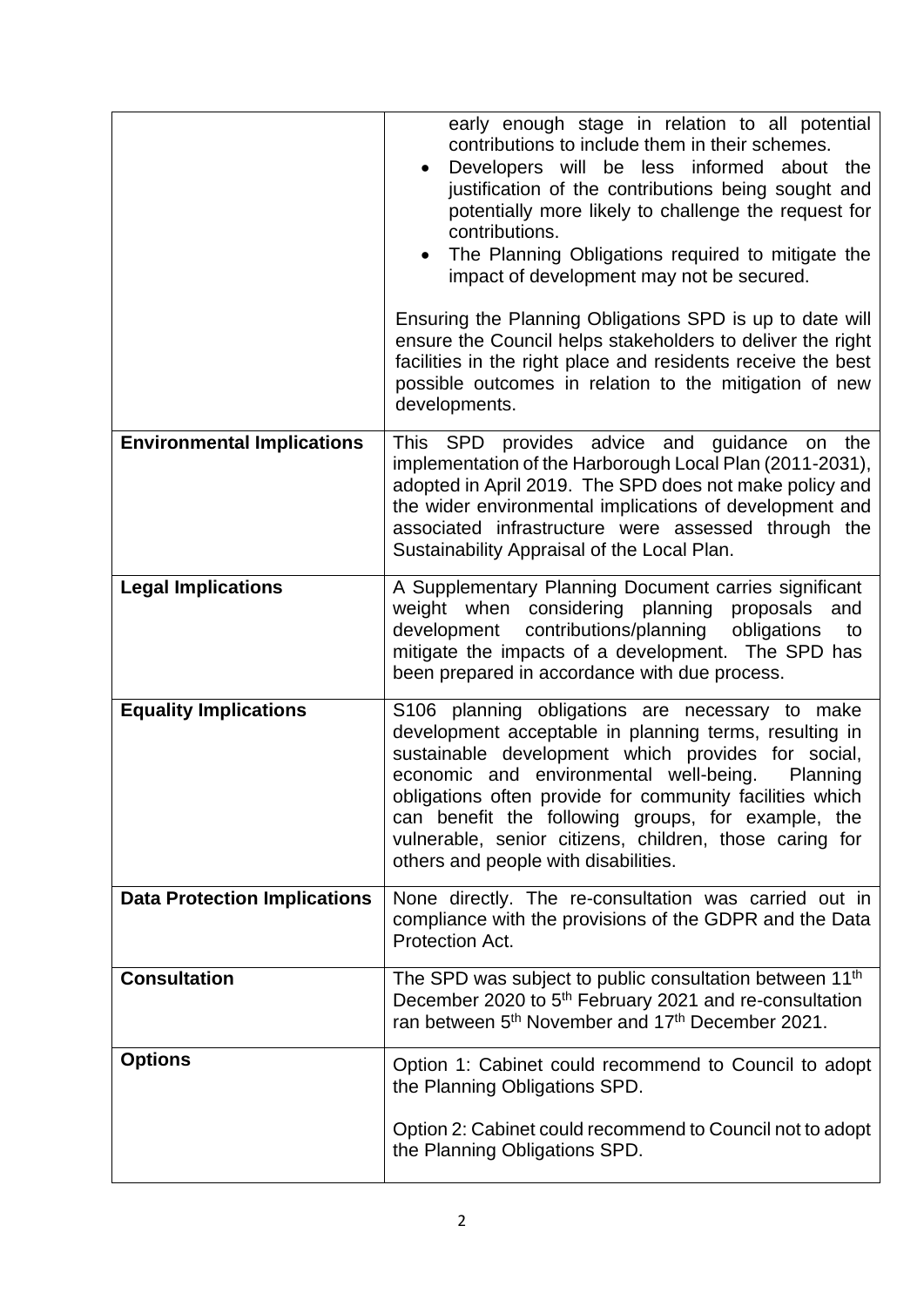| | |
|---|---|
| | early enough stage in relation to all potential contributions to include them in their schemes.<br>• Developers will be less informed about the justification of the contributions being sought and potentially more likely to challenge the request for contributions.<br>• The Planning Obligations required to mitigate the impact of development may not be secured.<br><br>Ensuring the Planning Obligations SPD is up to date will ensure the Council helps stakeholders to deliver the right facilities in the right place and residents receive the best possible outcomes in relation to the mitigation of new developments. |
| **Environmental Implications** | This SPD provides advice and guidance on the implementation of the Harborough Local Plan (2011-2031), adopted in April 2019. The SPD does not make policy and the wider environmental implications of development and associated infrastructure were assessed through the Sustainability Appraisal of the Local Plan. |
| **Legal Implications** | A Supplementary Planning Document carries significant weight when considering planning proposals and development contributions/planning obligations to mitigate the impacts of a development. The SPD has been prepared in accordance with due process. |
| **Equality Implications** | S106 planning obligations are necessary to make development acceptable in planning terms, resulting in sustainable development which provides for social, economic and environmental well-being. Planning obligations often provide for community facilities which can benefit the following groups, for example, the vulnerable, senior citizens, children, those caring for others and people with disabilities. |
| **Data Protection Implications** | None directly. The re-consultation was carried out in compliance with the provisions of the GDPR and the Data Protection Act. |
| **Consultation** | The SPD was subject to public consultation between 11th December 2020 to 5th February 2021 and re-consultation ran between 5th November and 17th December 2021. |
| **Options** | Option 1: Cabinet could recommend to Council to adopt the Planning Obligations SPD.<br><br>Option 2: Cabinet could recommend to Council not to adopt the Planning Obligations SPD. |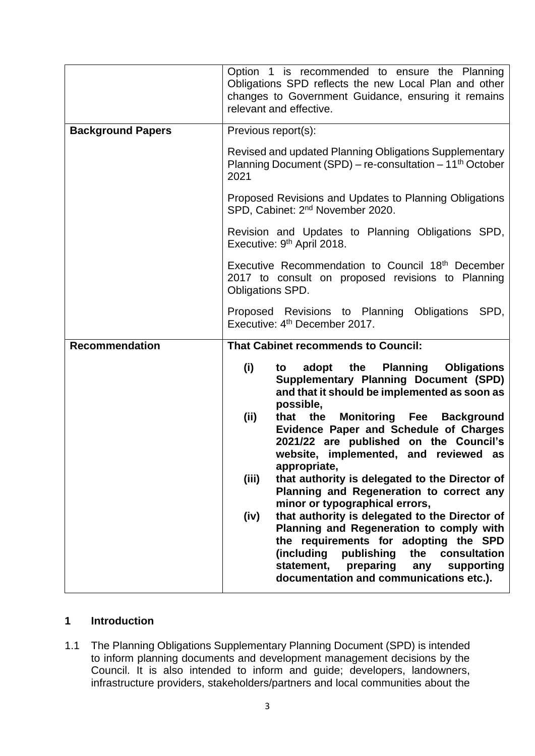| | |
|---|---|
| | Option 1 is recommended to ensure the Planning Obligations SPD reflects the new Local Plan and other changes to Government Guidance, ensuring it remains relevant and effective. |
| **Background Papers** | Previous report(s):<br><br>Revised and updated Planning Obligations Supplementary Planning Document (SPD) – re-consultation – 11th October 2021<br><br>Proposed Revisions and Updates to Planning Obligations SPD, Cabinet: 2nd November 2020.<br><br>Revision and Updates to Planning Obligations SPD, Executive: 9th April 2018.<br><br>Executive Recommendation to Council 18th December 2017 to consult on proposed revisions to Planning Obligations SPD.<br><br>Proposed Revisions to Planning Obligations SPD, Executive: 4th December 2017. |
| **Recommendation** | **That Cabinet recommends to Council:**<br><br>**(i) to adopt the Planning Obligations Supplementary Planning Document (SPD) and that it should be implemented as soon as possible,**<br>**(ii) that the Monitoring Fee Background Evidence Paper and Schedule of Charges 2021/22 are published on the Council's website, implemented, and reviewed as appropriate,**<br>**(iii) that authority is delegated to the Director of Planning and Regeneration to correct any minor or typographical errors,**<br>**(iv) that authority is delegated to the Director of Planning and Regeneration to comply with the requirements for adopting the SPD (including publishing the consultation statement, preparing any supporting documentation and communications etc.).** |

## 1 Introduction

1.1 The Planning Obligations Supplementary Planning Document (SPD) is intended to inform planning documents and development management decisions by the Council. It is also intended to inform and guide; developers, landowners, infrastructure providers, stakeholders/partners and local communities about the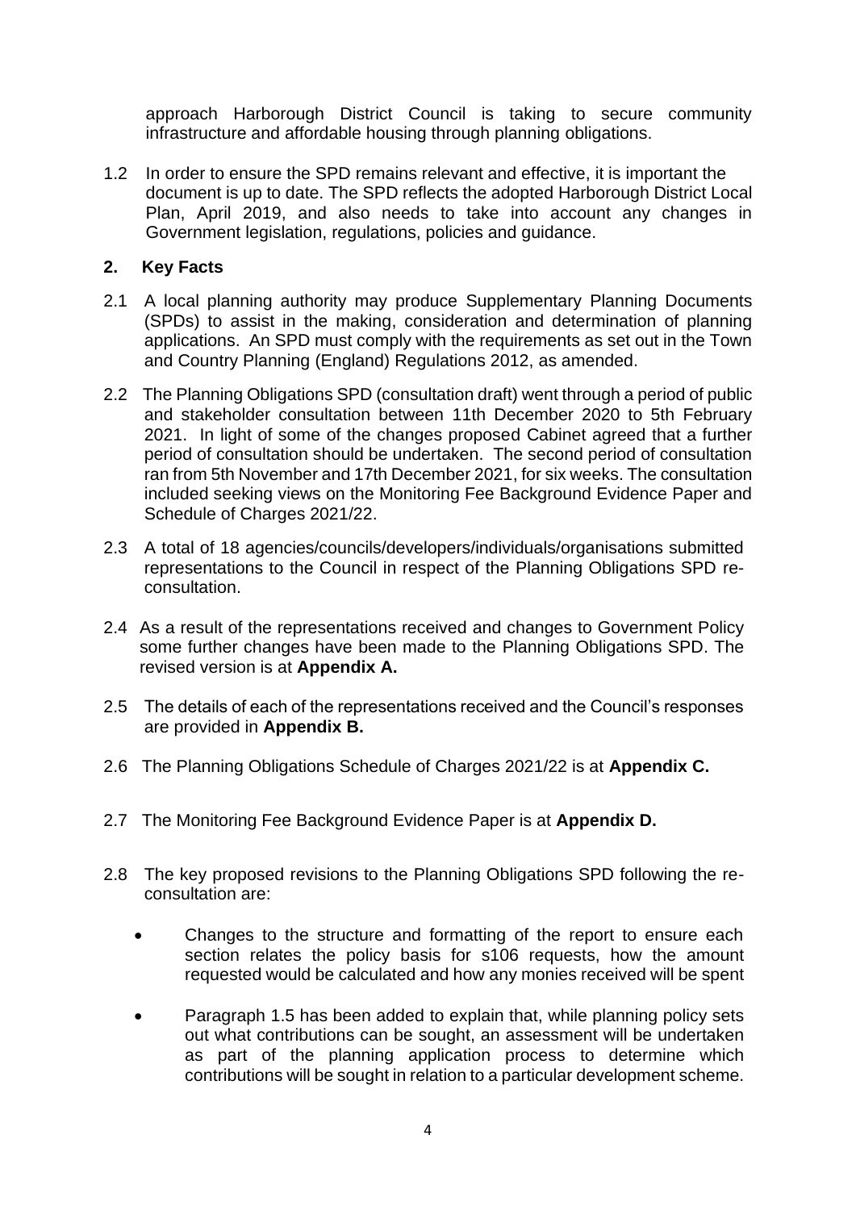approach Harborough District Council is taking to secure community infrastructure and affordable housing through planning obligations.

1.2 In order to ensure the SPD remains relevant and effective, it is important the document is up to date. The SPD reflects the adopted Harborough District Local Plan, April 2019, and also needs to take into account any changes in Government legislation, regulations, policies and guidance.

## 2. Key Facts

2.1 A local planning authority may produce Supplementary Planning Documents (SPDs) to assist in the making, consideration and determination of planning applications. An SPD must comply with the requirements as set out in the Town and Country Planning (England) Regulations 2012, as amended.

2.2 The Planning Obligations SPD (consultation draft) went through a period of public and stakeholder consultation between 11th December 2020 to 5th February 2021. In light of some of the changes proposed Cabinet agreed that a further period of consultation should be undertaken. The second period of consultation ran from 5th November and 17th December 2021, for six weeks. The consultation included seeking views on the Monitoring Fee Background Evidence Paper and Schedule of Charges 2021/22.

2.3 A total of 18 agencies/councils/developers/individuals/organisations submitted representations to the Council in respect of the Planning Obligations SPD re-consultation.

2.4 As a result of the representations received and changes to Government Policy some further changes have been made to the Planning Obligations SPD. The revised version is at **Appendix A.**

2.5 The details of each of the representations received and the Council's responses are provided in **Appendix B.**

2.6 The Planning Obligations Schedule of Charges 2021/22 is at **Appendix C.**

2.7 The Monitoring Fee Background Evidence Paper is at **Appendix D.**

2.8 The key proposed revisions to the Planning Obligations SPD following the re-consultation are:

- Changes to the structure and formatting of the report to ensure each section relates the policy basis for s106 requests, how the amount requested would be calculated and how any monies received will be spent
- Paragraph 1.5 has been added to explain that, while planning policy sets out what contributions can be sought, an assessment will be undertaken as part of the planning application process to determine which contributions will be sought in relation to a particular development scheme.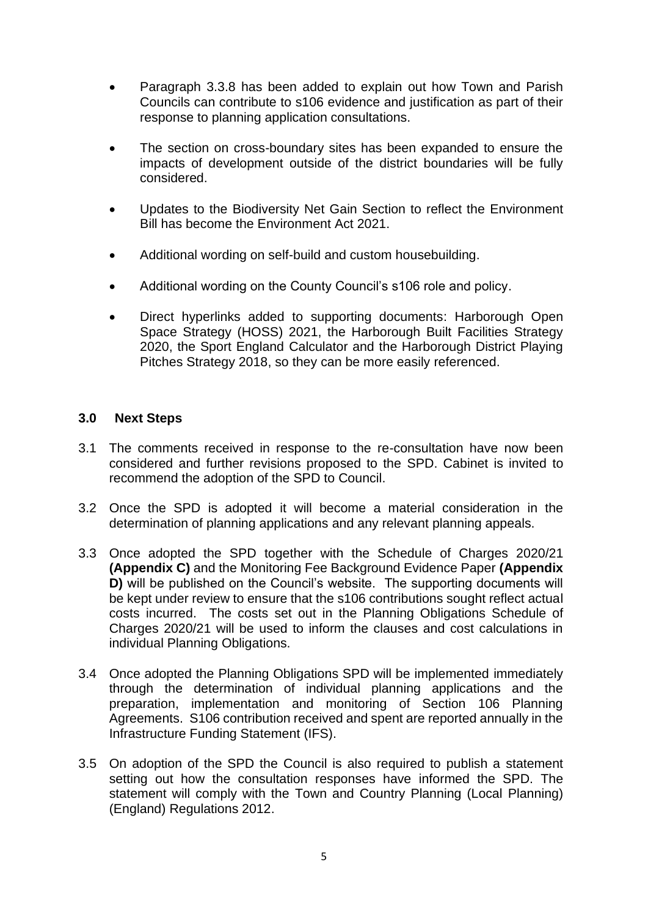- Paragraph 3.3.8 has been added to explain out how Town and Parish Councils can contribute to s106 evidence and justification as part of their response to planning application consultations.

- The section on cross-boundary sites has been expanded to ensure the impacts of development outside of the district boundaries will be fully considered.

- Updates to the Biodiversity Net Gain Section to reflect the Environment Bill has become the Environment Act 2021.

- Additional wording on self-build and custom housebuilding.

- Additional wording on the County Council's s106 role and policy.

- Direct hyperlinks added to supporting documents: Harborough Open Space Strategy (HOSS) 2021, the Harborough Built Facilities Strategy 2020, the Sport England Calculator and the Harborough District Playing Pitches Strategy 2018, so they can be more easily referenced.

## 3.0 Next Steps

3.1 The comments received in response to the re-consultation have now been considered and further revisions proposed to the SPD. Cabinet is invited to recommend the adoption of the SPD to Council.

3.2 Once the SPD is adopted it will become a material consideration in the determination of planning applications and any relevant planning appeals.

3.3 Once adopted the SPD together with the Schedule of Charges 2020/21 **(Appendix C)** and the Monitoring Fee Background Evidence Paper **(Appendix D)** will be published on the Council's website. The supporting documents will be kept under review to ensure that the s106 contributions sought reflect actual costs incurred. The costs set out in the Planning Obligations Schedule of Charges 2020/21 will be used to inform the clauses and cost calculations in individual Planning Obligations.

3.4 Once adopted the Planning Obligations SPD will be implemented immediately through the determination of individual planning applications and the preparation, implementation and monitoring of Section 106 Planning Agreements. S106 contribution received and spent are reported annually in the Infrastructure Funding Statement (IFS).

3.5 On adoption of the SPD the Council is also required to publish a statement setting out how the consultation responses have informed the SPD. The statement will comply with the Town and Country Planning (Local Planning) (England) Regulations 2012.